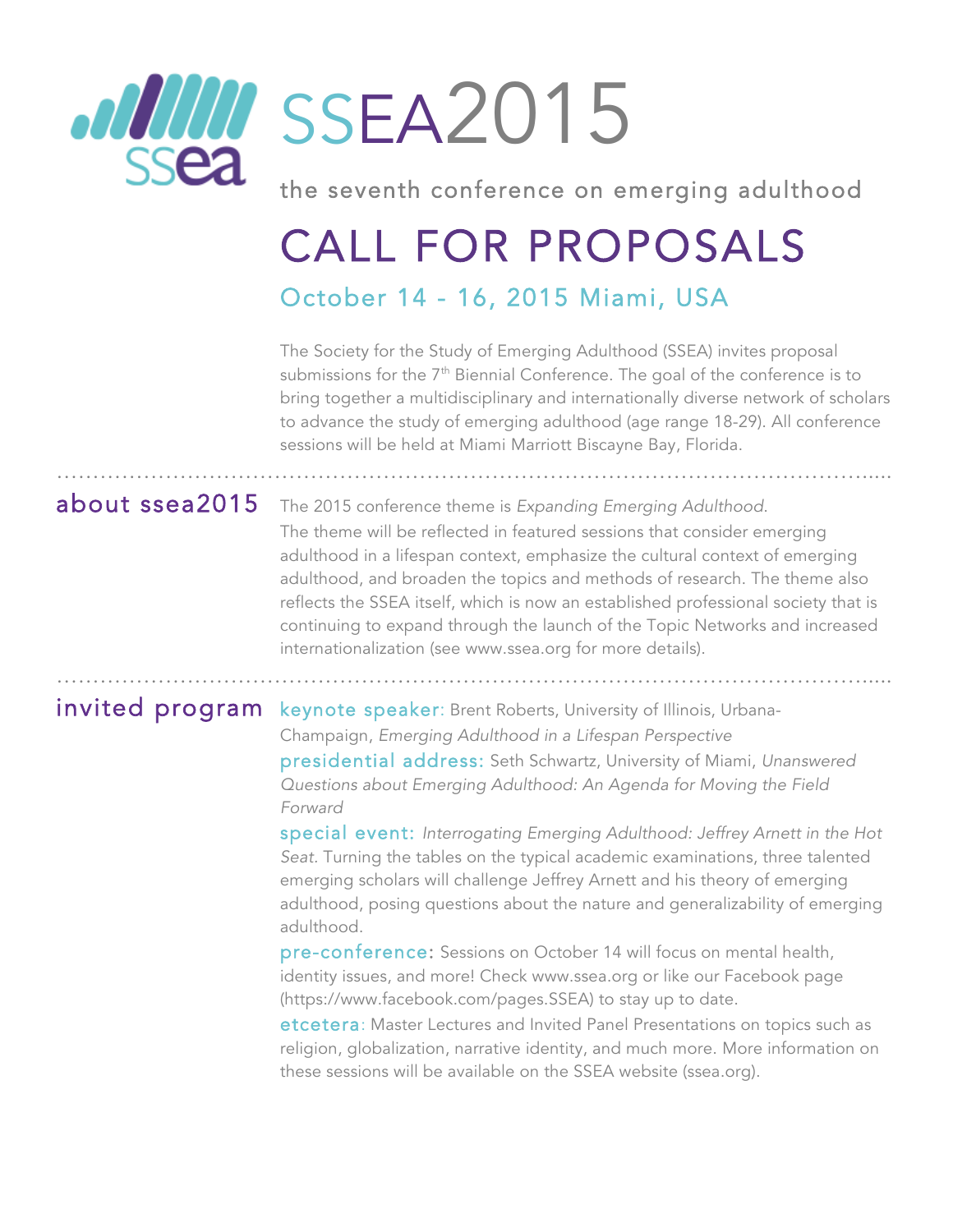# SSEA2015

the seventh conference on emerging adulthood

# CALL FOR PROPOSALS

## October 14 - 16, 2015 Miami, USA

The Society for the Study of Emerging Adulthood (SSEA) invites proposal submissions for the 7th Biennial Conference. The goal of the conference is to bring together a multidisciplinary and internationally diverse network of scholars to advance the study of emerging adulthood (age range 18-29). All conference sessions will be held at Miami Marriott Biscayne Bay, Florida.

## about ssea2015

The 2015 conference theme is *Expanding Emerging Adulthood*. The theme will be reflected in featured sessions that consider emerging adulthood in a lifespan context, emphasize the cultural context of emerging adulthood, and broaden the topics and methods of research. The theme also reflects the SSEA itself, which is now an established professional society that is continuing to expand through the launch of the Topic Networks and increased internationalization (see www.ssea.org for more details).

## invited program

**keynote speaker:** Brent Roberts, University of Illinois, Urbana-Champaign, *Emerging Adulthood in a Lifespan Perspective*

**presidential address:** Seth Schwartz, University of Miami, *Unanswered Questions about Emerging Adulthood: An Agenda for Moving the Field Forward*

**special event:** *Interrogating Emerging Adulthood: Jeffrey Arnett in the Hot Seat.* Turning the tables on the typical academic examinations, three talented emerging scholars will challenge Jeffrey Arnett and his theory of emerging adulthood, posing questions about the nature and generalizability of emerging adulthood.

**pre-conference:** Sessions on October 14 will focus on mental health, identity issues, and more! Check www.ssea.org or like our Facebook page (https://www.facebook.com/pages.SSEA) to stay up to date.

**etcetera**: Master Lectures and Invited Panel Presentations on topics such as religion, globalization, narrative identity, and much more. More information on these sessions will be available on the SSEA website (ssea.org).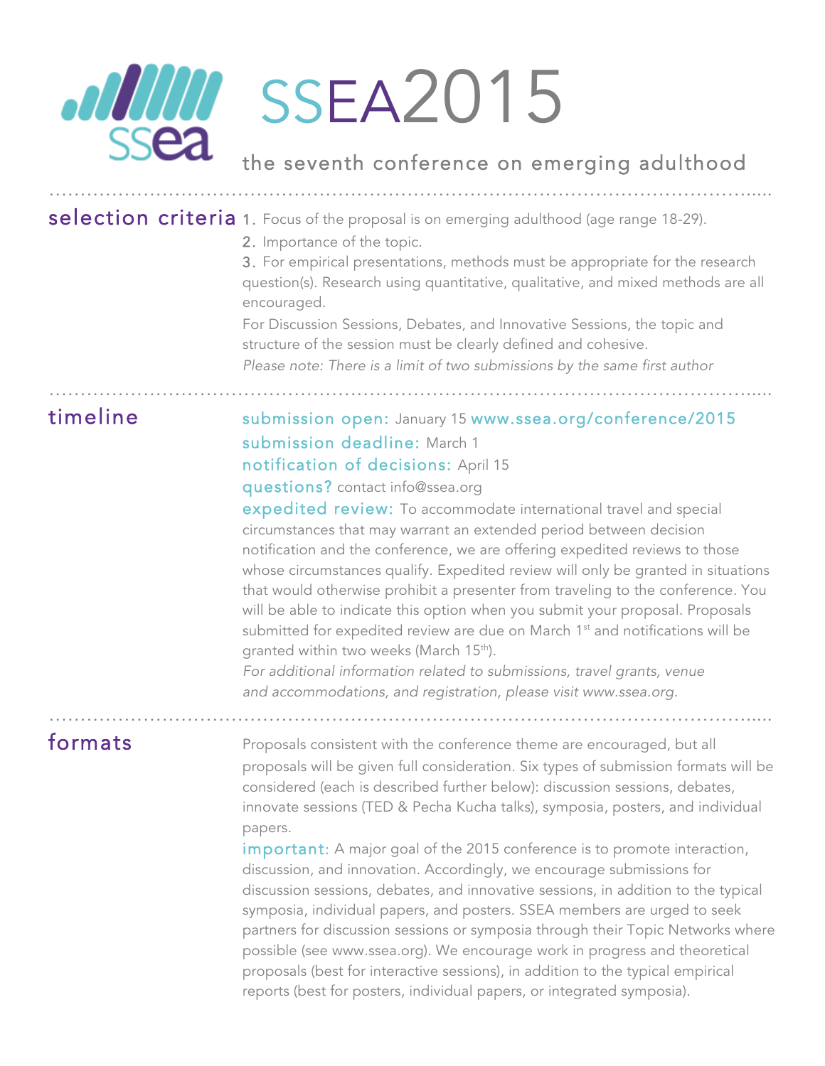# SSEA2015

## the seventh conference on emerging adulthood

## selection criteria

1. Focus of the proposal is on emerging adulthood (age range 18-29).
2. Importance of the topic.
3. For empirical presentations, methods must be appropriate for the research question(s). Research using quantitative, qualitative, and mixed methods are all encouraged.

For Discussion Sessions, Debates, and Innovative Sessions, the topic and structure of the session must be clearly defined and cohesive.

*Please note: There is a limit of two submissions by the same first author*

## timeline

**submission open:** January 15 www.ssea.org/conference/2015

**submission deadline:** March 1

**notification of decisions:** April 15

**questions?** contact info@ssea.org

**expedited review:** To accommodate international travel and special circumstances that may warrant an extended period between decision notification and the conference, we are offering expedited reviews to those whose circumstances qualify. Expedited review will only be granted in situations that would otherwise prohibit a presenter from traveling to the conference. You will be able to indicate this option when you submit your proposal. Proposals submitted for expedited review are due on March 1st and notifications will be granted within two weeks (March 15th).

*For additional information related to submissions, travel grants, venue and accommodations, and registration, please visit www.ssea.org.*

## formats

Proposals consistent with the conference theme are encouraged, but all proposals will be given full consideration. Six types of submission formats will be considered (each is described further below): discussion sessions, debates, innovate sessions (TED & Pecha Kucha talks), symposia, posters, and individual papers.

**important:** A major goal of the 2015 conference is to promote interaction, discussion, and innovation. Accordingly, we encourage submissions for discussion sessions, debates, and innovative sessions, in addition to the typical symposia, individual papers, and posters. SSEA members are urged to seek partners for discussion sessions or symposia through their Topic Networks where possible (see www.ssea.org). We encourage work in progress and theoretical proposals (best for interactive sessions), in addition to the typical empirical reports (best for posters, individual papers, or integrated symposia).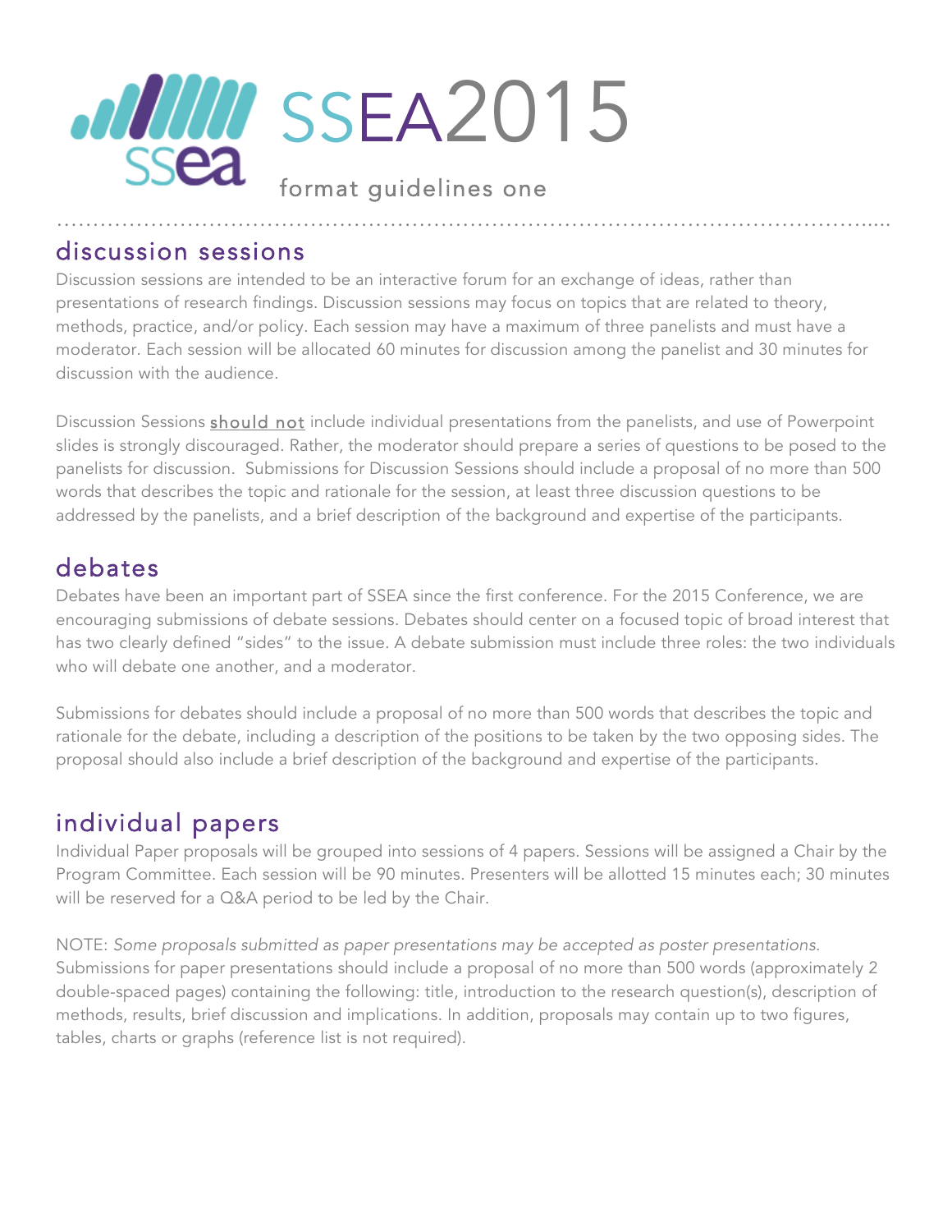# SSEA2015

format guidelines one

## discussion sessions

Discussion sessions are intended to be an interactive forum for an exchange of ideas, rather than presentations of research findings. Discussion sessions may focus on topics that are related to theory, methods, practice, and/or policy. Each session may have a maximum of three panelists and must have a moderator. Each session will be allocated 60 minutes for discussion among the panelist and 30 minutes for discussion with the audience.

Discussion Sessions <u>should not</u> include individual presentations from the panelists, and use of Powerpoint slides is strongly discouraged. Rather, the moderator should prepare a series of questions to be posed to the panelists for discussion. Submissions for Discussion Sessions should include a proposal of no more than 500 words that describes the topic and rationale for the session, at least three discussion questions to be addressed by the panelists, and a brief description of the background and expertise of the participants.

## debates

Debates have been an important part of SSEA since the first conference. For the 2015 Conference, we are encouraging submissions of debate sessions. Debates should center on a focused topic of broad interest that has two clearly defined "sides" to the issue. A debate submission must include three roles: the two individuals who will debate one another, and a moderator.

Submissions for debates should include a proposal of no more than 500 words that describes the topic and rationale for the debate, including a description of the positions to be taken by the two opposing sides. The proposal should also include a brief description of the background and expertise of the participants.

## individual papers

Individual Paper proposals will be grouped into sessions of 4 papers. Sessions will be assigned a Chair by the Program Committee. Each session will be 90 minutes. Presenters will be allotted 15 minutes each; 30 minutes will be reserved for a Q&A period to be led by the Chair.

NOTE: *Some proposals submitted as paper presentations may be accepted as poster presentations.* Submissions for paper presentations should include a proposal of no more than 500 words (approximately 2 double-spaced pages) containing the following: title, introduction to the research question(s), description of methods, results, brief discussion and implications. In addition, proposals may contain up to two figures, tables, charts or graphs (reference list is not required).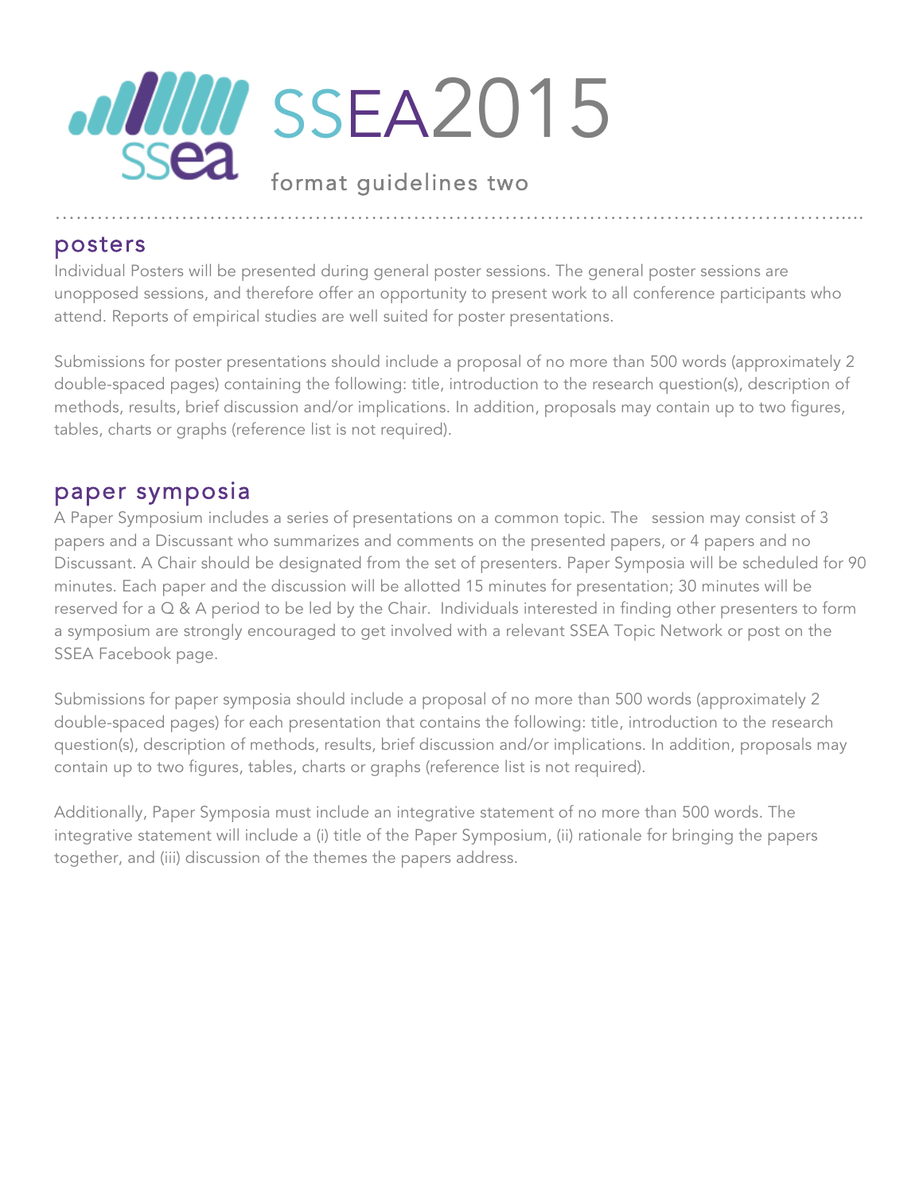# SSEA2015

format guidelines two

## posters

Individual Posters will be presented during general poster sessions. The general poster sessions are unopposed sessions, and therefore offer an opportunity to present work to all conference participants who attend. Reports of empirical studies are well suited for poster presentations.

Submissions for poster presentations should include a proposal of no more than 500 words (approximately 2 double-spaced pages) containing the following: title, introduction to the research question(s), description of methods, results, brief discussion and/or implications. In addition, proposals may contain up to two figures, tables, charts or graphs (reference list is not required).

## paper symposia

A Paper Symposium includes a series of presentations on a common topic. The session may consist of 3 papers and a Discussant who summarizes and comments on the presented papers, or 4 papers and no Discussant. A Chair should be designated from the set of presenters. Paper Symposia will be scheduled for 90 minutes. Each paper and the discussion will be allotted 15 minutes for presentation; 30 minutes will be reserved for a Q & A period to be led by the Chair. Individuals interested in finding other presenters to form a symposium are strongly encouraged to get involved with a relevant SSEA Topic Network or post on the SSEA Facebook page.

Submissions for paper symposia should include a proposal of no more than 500 words (approximately 2 double-spaced pages) for each presentation that contains the following: title, introduction to the research question(s), description of methods, results, brief discussion and/or implications. In addition, proposals may contain up to two figures, tables, charts or graphs (reference list is not required).

Additionally, Paper Symposia must include an integrative statement of no more than 500 words. The integrative statement will include a (i) title of the Paper Symposium, (ii) rationale for bringing the papers together, and (iii) discussion of the themes the papers address.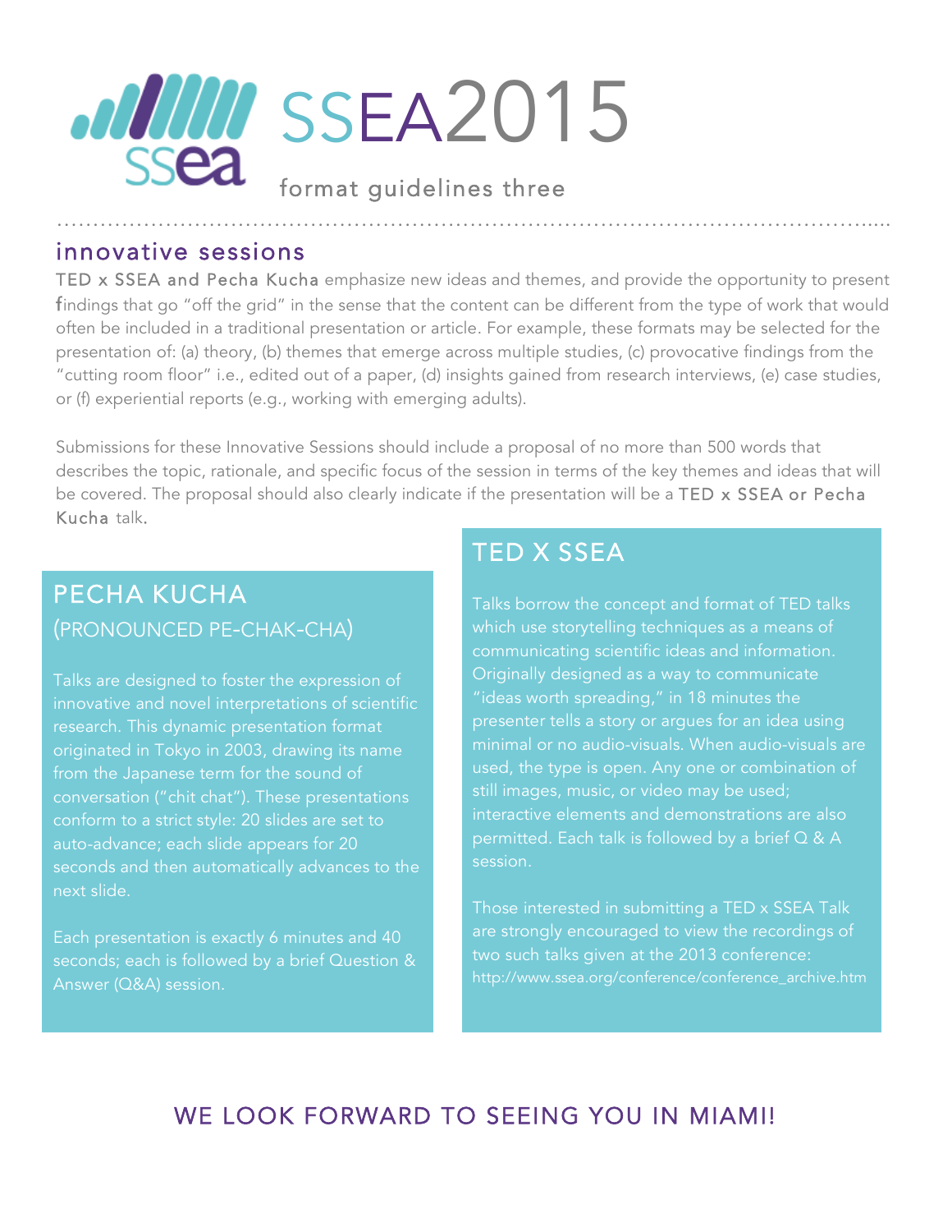# SSEA2015

format guidelines three

## innovative sessions

**TED x SSEA and Pecha Kucha** emphasize new ideas and themes, and provide the opportunity to present findings that go "off the grid" in the sense that the content can be different from the type of work that would often be included in a traditional presentation or article. For example, these formats may be selected for the presentation of: (a) theory, (b) themes that emerge across multiple studies, (c) provocative findings from the "cutting room floor" i.e., edited out of a paper, (d) insights gained from research interviews, (e) case studies, or (f) experiential reports (e.g., working with emerging adults).

Submissions for these Innovative Sessions should include a proposal of no more than 500 words that describes the topic, rationale, and specific focus of the session in terms of the key themes and ideas that will be covered. The proposal should also clearly indicate if the presentation will be a **TED x SSEA or Pecha Kucha** talk.

### PECHA KUCHA (PRONOUNCED PE-CHAK-CHA)

Talks are designed to foster the expression of innovative and novel interpretations of scientific research. This dynamic presentation format originated in Tokyo in 2003, drawing its name from the Japanese term for the sound of conversation ("chit chat"). These presentations conform to a strict style: 20 slides are set to auto-advance; each slide appears for 20 seconds and then automatically advances to the next slide.

Each presentation is exactly 6 minutes and 40 seconds; each is followed by a brief Question & Answer (Q&A) session.

### TED X SSEA

Talks borrow the concept and format of TED talks which use storytelling techniques as a means of communicating scientific ideas and information. Originally designed as a way to communicate "ideas worth spreading," in 18 minutes the presenter tells a story or argues for an idea using minimal or no audio-visuals. When audio-visuals are used, the type is open. Any one or combination of still images, music, or video may be used; interactive elements and demonstrations are also permitted. Each talk is followed by a brief Q & A session.

Those interested in submitting a TED x SSEA Talk are strongly encouraged to view the recordings of two such talks given at the 2013 conference: http://www.ssea.org/conference/conference_archive.htm

**WE LOOK FORWARD TO SEEING YOU IN MIAMI!**